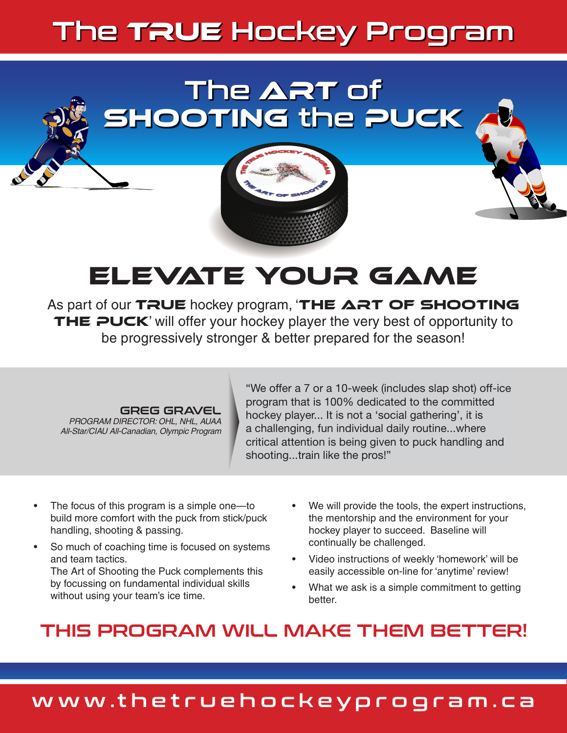# The TRUE Hockey Program

## The ART of SHOOTING the PUCK

## ELEVATE YOUR GAME

As part of our **TRUE** hockey program, '**THE ART OF SHOOTING THE PUCK**' will offer your hockey player the very best of opportunity to be progressively stronger & better prepared for the season!

**GREG GRAVEL**
*PROGRAM DIRECTOR: OHL, NHL, AUAA All-Star/CIAU All-Canadian, Olympic Program*

"We offer a 7 or a 10-week (includes slap shot) off-ice program that is 100% dedicated to the committed hockey player... It is not a 'social gathering', it is a challenging, fun individual daily routine...where critical attention is being given to puck handling and shooting...train like the pros!"

- The focus of this program is a simple one—to build more comfort with the puck from stick/puck handling, shooting & passing.
- So much of coaching time is focused on systems and team tactics.
  The Art of Shooting the Puck complements this by focussing on fundamental individual skills without using your team's ice time.
- We will provide the tools, the expert instructions, the mentorship and the environment for your hockey player to succeed. Baseline will continually be challenged.
- Video instructions of weekly 'homework' will be easily accessible on-line for 'anytime' review!
- What we ask is a simple commitment to getting better.

## THIS PROGRAM WILL MAKE THEM BETTER!

www.thetruehockeyprogram.ca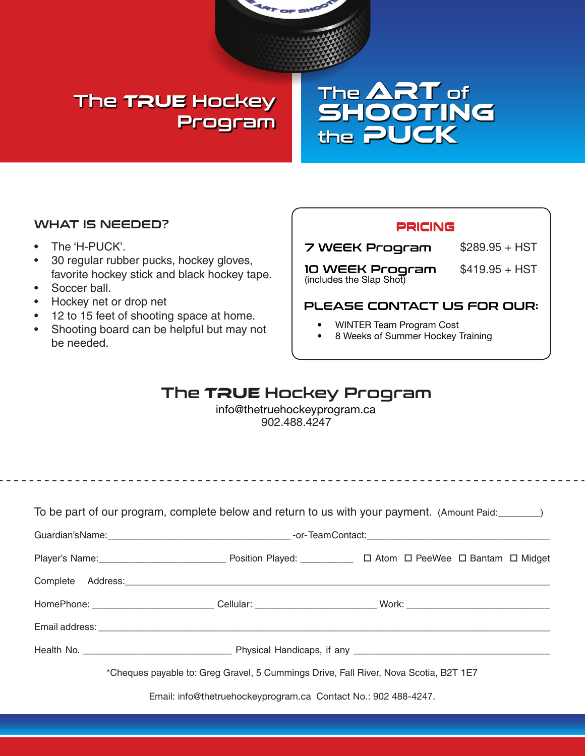# The TRUE Hockey Program

# The ART of SHOOTING the PUCK

## WHAT IS NEEDED?

- The 'H-PUCK'.
- 30 regular rubber pucks, hockey gloves, favorite hockey stick and black hockey tape.
- Soccer ball.
- Hockey net or drop net
- 12 to 15 feet of shooting space at home.
- Shooting board can be helpful but may not be needed.

## PRICING

| | |
|---|---|
| 7 WEEK Program | $289.95 + HST |
| 10 WEEK Program (includes the Slap Shot) | $419.95 + HST |

### PLEASE CONTACT US FOR OUR:

- WINTER Team Program Cost
- 8 Weeks of Summer Hockey Training

## The TRUE Hockey Program

info@thetruehockeyprogram.ca
902.488.4247

---

To be part of our program, complete below and return to us with your payment. (Amount Paid:________)

Guardian's Name:______________________________ -or- Team Contact:______________________________

Player's Name:____________________ Position Played: __________ ☐ Atom ☐ PeeWee ☐ Bantam ☐ Midget

Complete Address:________________________________________________________________

Home Phone: ____________________ Cellular: ____________________ Work: ______________________

Email address: ____________________________________________________________________

Health No. ________________________ Physical Handicaps, if any ______________________________

*Cheques payable to: Greg Gravel, 5 Cummings Drive, Fall River, Nova Scotia, B2T 1E7

Email: info@thetruehockeyprogram.ca Contact No.: 902 488-4247.